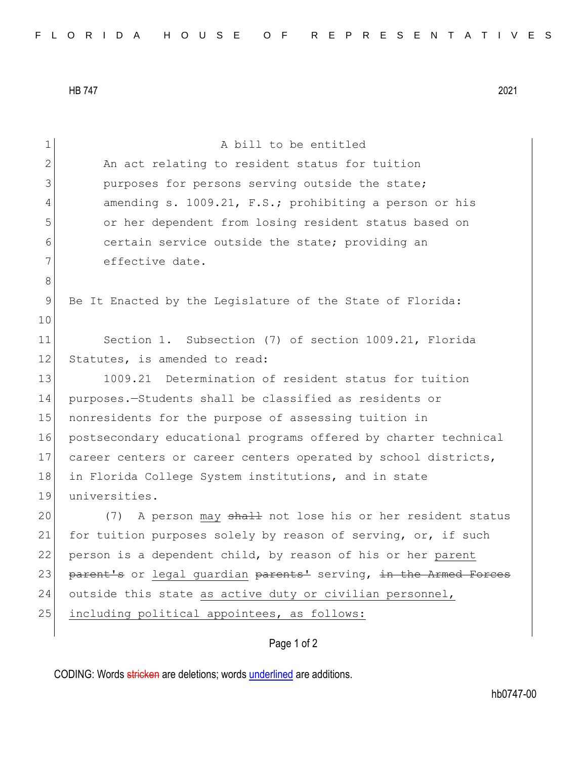HB 747 2021

A bill to be entitled

An act relating to resident status for tuition purposes for persons serving outside the state; amending s. 1009.21, F.S.; prohibiting a person or his or her dependent from losing resident status based on certain service outside the state; providing an effective date.

Be It Enacted by the Legislature of the State of Florida:

Section 1. Subsection (7) of section 1009.21, Florida Statutes, is amended to read:

1009.21 Determination of resident status for tuition purposes.—Students shall be classified as residents or nonresidents for the purpose of assessing tuition in postsecondary educational programs offered by charter technical career centers or career centers operated by school districts, in Florida College System institutions, and in state universities.

(7) A person <u>may</u> ~~shall~~ not lose his or her resident status for tuition purposes solely by reason of serving, or, if such person is a dependent child, by reason of his or her <u>parent</u> ~~parent's~~ or <u>legal guardian</u> ~~parents'~~ serving, ~~in the Armed Forces~~ outside this state <u>as active duty or civilian personnel, including political appointees, as follows:</u>

CODING: Words ~~stricken~~ are deletions; words <u>underlined</u> are additions.

hb0747-00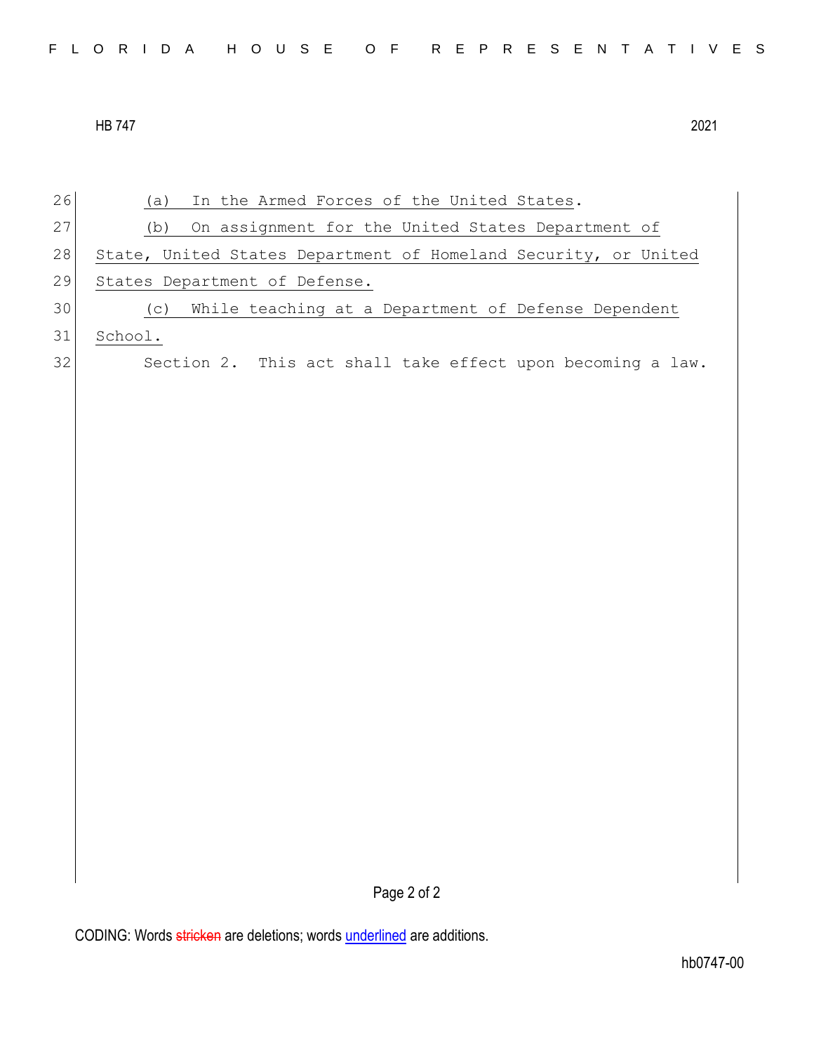26 (a) In the Armed Forces of the United States.

27 (b) On assignment for the United States Department of

28 State, United States Department of Homeland Security, or United

29 States Department of Defense.

30 (c) While teaching at a Department of Defense Dependent

31 School.

32 Section 2. This act shall take effect upon becoming a law.

CODING: Words ~~stricken~~ are deletions; words <u>underlined</u> are additions.

hb0747-00